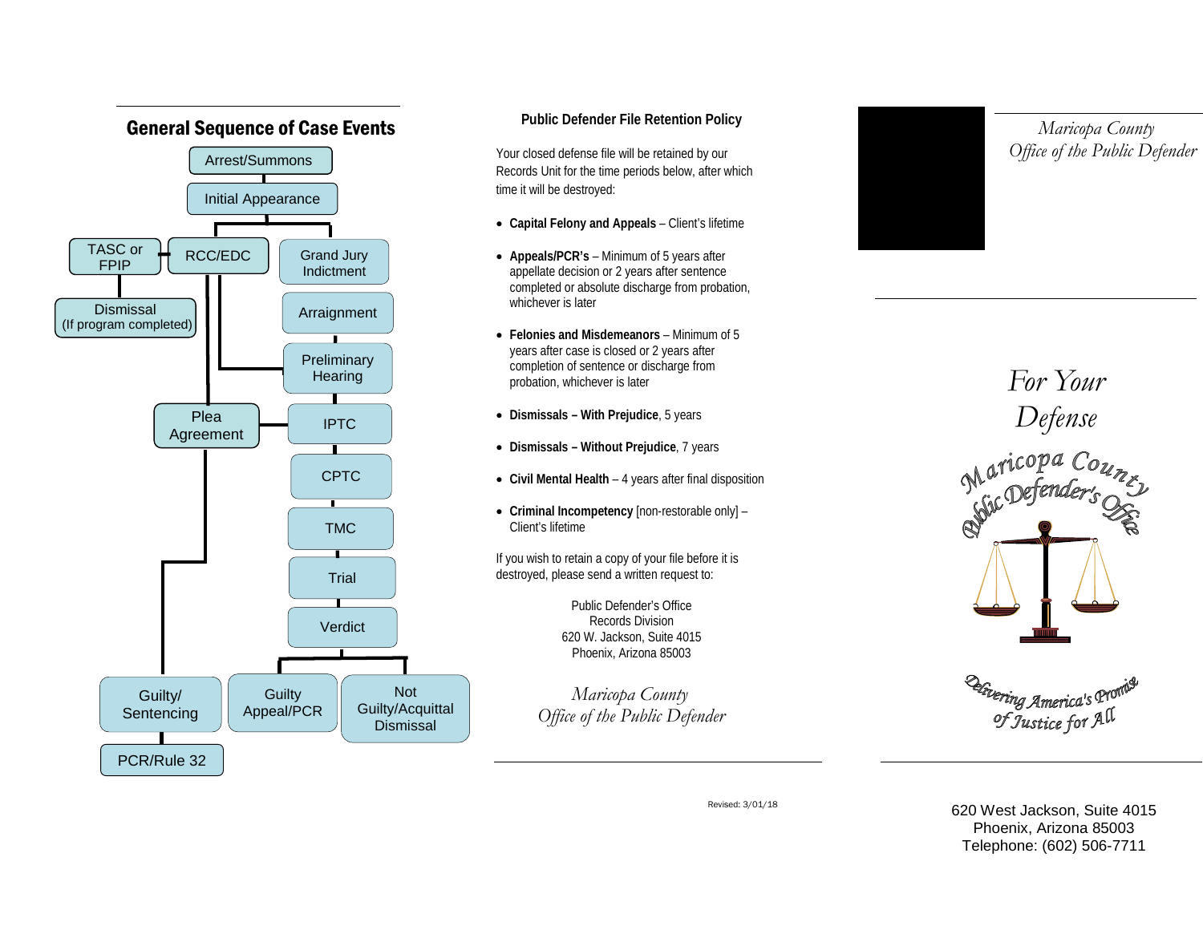## General Sequence of Case Events

- Arrest/Summons
- Initial Appearance
- TASC or FPIP
- RCC/EDC
- Grand Jury Indictment
- Dismissal (If program completed)
- Arraignment
- Preliminary Hearing
- Plea Agreement
- IPTC
- CPTC
- TMC
- Trial
- Verdict
- Guilty/ Sentencing
- Guilty Appeal/PCR
- Not Guilty/Acquittal Dismissal
- PCR/Rule 32

## Public Defender File Retention Policy

Your closed defense file will be retained by our Records Unit for the time periods below, after which time it will be destroyed:

- **Capital Felony and Appeals** – Client's lifetime
- **Appeals/PCR's** – Minimum of 5 years after appellate decision or 2 years after sentence completed or absolute discharge from probation, whichever is later
- **Felonies and Misdemeanors** – Minimum of 5 years after case is closed or 2 years after completion of sentence or discharge from probation, whichever is later
- **Dismissals – With Prejudice**, 5 years
- **Dismissals – Without Prejudice**, 7 years
- **Civil Mental Health** – 4 years after final disposition
- **Criminal Incompetency** [non-restorable only] – Client's lifetime

If you wish to retain a copy of your file before it is destroyed, please send a written request to:

Public Defender's Office
Records Division
620 W. Jackson, Suite 4015
Phoenix, Arizona 85003

*Maricopa County*
*Office of the Public Defender*

Revised: 3/01/18

*Maricopa County*
*Office of the Public Defender*

# *For Your Defense*

Maricopa County Public Defender's Office

Delivering America's Promise of Justice for All

620 West Jackson, Suite 4015
Phoenix, Arizona 85003
Telephone: (602) 506-7711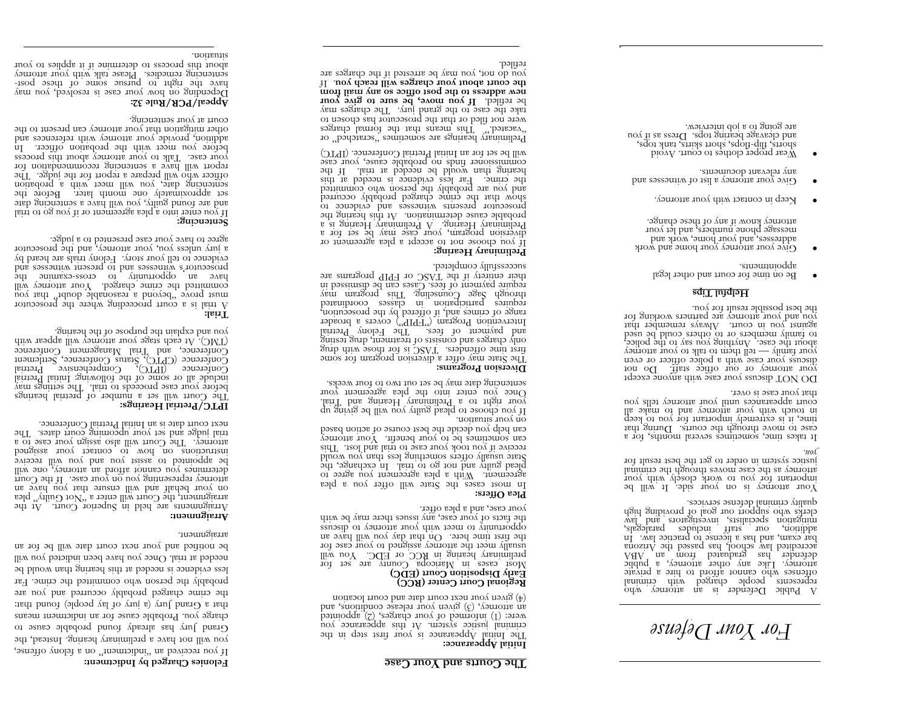# *For Your Defense*

A Public Defender is an attorney who represents people charged with criminal offenses who cannot afford to hire a private attorney. Like any other attorney, a public defender has graduated from an ABA accredited law school, has passed the Arizona bar exam, and has a license to practice law. In addition, our staff includes paralegals, mitigation specialists, investigators and law clerks who support our goal of providing high quality criminal defense services.

Your attorney is on your side. It will be important for you to work closely with your attorney as the case moves through the criminal justice system in order to get the best result for *you*.

It takes time, sometimes several months, for a case to move through the courts. During that time, it is extremely important for you to keep in touch with your attorney and to make all court appearances until your attorney tells you that your case is over.

DO NOT discuss your case with anyone except your attorney or our office staff. Do not discuss your case with a police officer or even your family — tell them to talk to your attorney about the case. Anything you say to the police, to family members or to others could be used against you in court. Always remember that you and your attorney are partners working for the best possible result for you.

## Helpful Tips

- Be on time for court and other legal appointments.
- Give your attorney your home and work addresses, and your home, work and message phone numbers, and let your attorney know if any of these change.
- Keep in contact with your attorney.
- Give your attorney a list of witnesses and any relevant documents.
- Wear proper clothes to court. Avoid shorts, flip-flops, short skirts, tank tops, and cleavage bearing tops. Dress as if you are going to a job interview.

## The Courts and Your Case

**Initial Appearance:**
The Initial Appearance is your first step in the criminal justice system. At this appearance you were: (1) informed of your charges, (2) appointed an attorney, (3) given your release conditions, and (4) given your next court date and court location

**Regional Court Center (RCC)**
**Early Disposition Court (EDC)**
Most cases in Maricopa County are set for preliminary hearing in RCC or EDC. You will usually meet the attorney assigned to your case for the first time here. On that day you will have an opportunity to meet with your attorney to discuss the facts of your case, any issues there may be with your case, and a plea offer.

**Plea Offers:**
In most cases the State will offer you a plea agreement. With a plea agreement you agree to plead guilty and not go to trial. In exchange, the State usually offers something less than you would receive if you took your case to trial and lost. This can sometimes be to your benefit. Your attorney can help you decide the best course of action based on your situation.

If you choose to plead guilty you will be giving up your right to a Preliminary Hearing and Trial. Once you enter into the plea agreement your sentencing date may be set out two to four weeks.

**Diversion Programs:**
The State may offer a diversion program for some first time offenders. TASC is for those with drug only charges and consists of treatment, drug testing and payment of fees. The Felony Pretrial Intervention Program ("FPIP") covers a broader range of crimes and, if offered by the prosecution, requires participation in classes coordinated through Sage Counseling. This program may require payment of fees. Cases can be dismissed in their entirety if the TASC or FPIP programs are successfully completed.

**Preliminary Hearing:**
If you choose not to accept a plea agreement or diversion program, your case may be set for a Preliminary Hearing. A Preliminary Hearing is a probable cause determination. At this hearing the prosecutor presents witnesses and evidence to show that the crime charged probably occurred and you are probably the person who committed the crime. Far less evidence is needed at this hearing than would be needed at trial. If the commissioner finds no probable cause, your case will be set for an Initial Pretrial Conference. (IPTC)

Preliminary hearings are sometimes "scratched" or "vacated." This means that the formal charges were not filed or that the prosecutor has chosen to take the case to the grand jury. The charges may be refiled. **If you move, be sure to give your new address to the post office so any mail from the court about your charges will reach you.** If you do not, you may be arrested if the charges are refiled.

**Felonies Charged by Indictment:**
If you received an "indictment" on a felony offense, you will not have a preliminary hearing. Instead, the Grand Jury has already found probable cause to charge you. Probable cause for an indictment means that a Grand Jury (a jury of lay people) found that: the crime charged probably occurred and you are probably the person who committed the crime. Far less evidence is needed at this hearing than would be needed at trial. Once you have been indicted you will be notified and your next court date will be for an arraignment.

**Arraignment:**
Arraignments are held in Superior Court. At the arraignment, the Court will enter a "Not Guilty" plea on your behalf and will ensure that you have an attorney representing you on your case. If the Court determines you cannot afford an attorney, one will be appointed to assist you and you will receive instructions on how to contact your assigned attorney. The Court will also assign your case to a trial judge and set your upcoming court dates. The next court date is an Initial Pretrial Conference.

**IPTC/Pretrial Hearings:**
The Court will set a number of pretrial hearings before your case proceed to trial. The settings may include all or some of the following: Initial Pretrial Conference (IPTC), Comprehensive Pretrial Conference (CPTC), Status Conference, Settlement Conference, and Trial Management Conference (TMC). At each stage your attorney will appear with you and explain the purpose of the hearing.

**Trial:**
A trial is a court proceeding where the prosecutor must prove "beyond a reasonable doubt" that you committed the crime charged. Your attorney will have an opportunity to cross-examine the prosecutor's witnesses and to present witnesses and evidence to tell your story. Felony trials are heard by a jury unless you, your attorney, and the prosecutor agree to have your case presented to a judge.

**Sentencing:**
If you enter into a plea agreement or if you go to trial and are found guilty, you will have a sentencing date set approximately one month later. Before the sentencing date, you will meet with a probation officer who will prepare a report for the judge. The report will have a sentencing recommendation for your case. Talk to your attorney about this process before you meet with the probation officer. In addition, provide your attorney with references and other mitigation that your attorney can present to the court at your sentencing.

**Appeal/PCR/Rule 32:**
Depending on how your case is resolved, you may have the right to pursue some of these post-sentencing remedies. Please talk with your attorney about this process to determine if it applies to your situation.